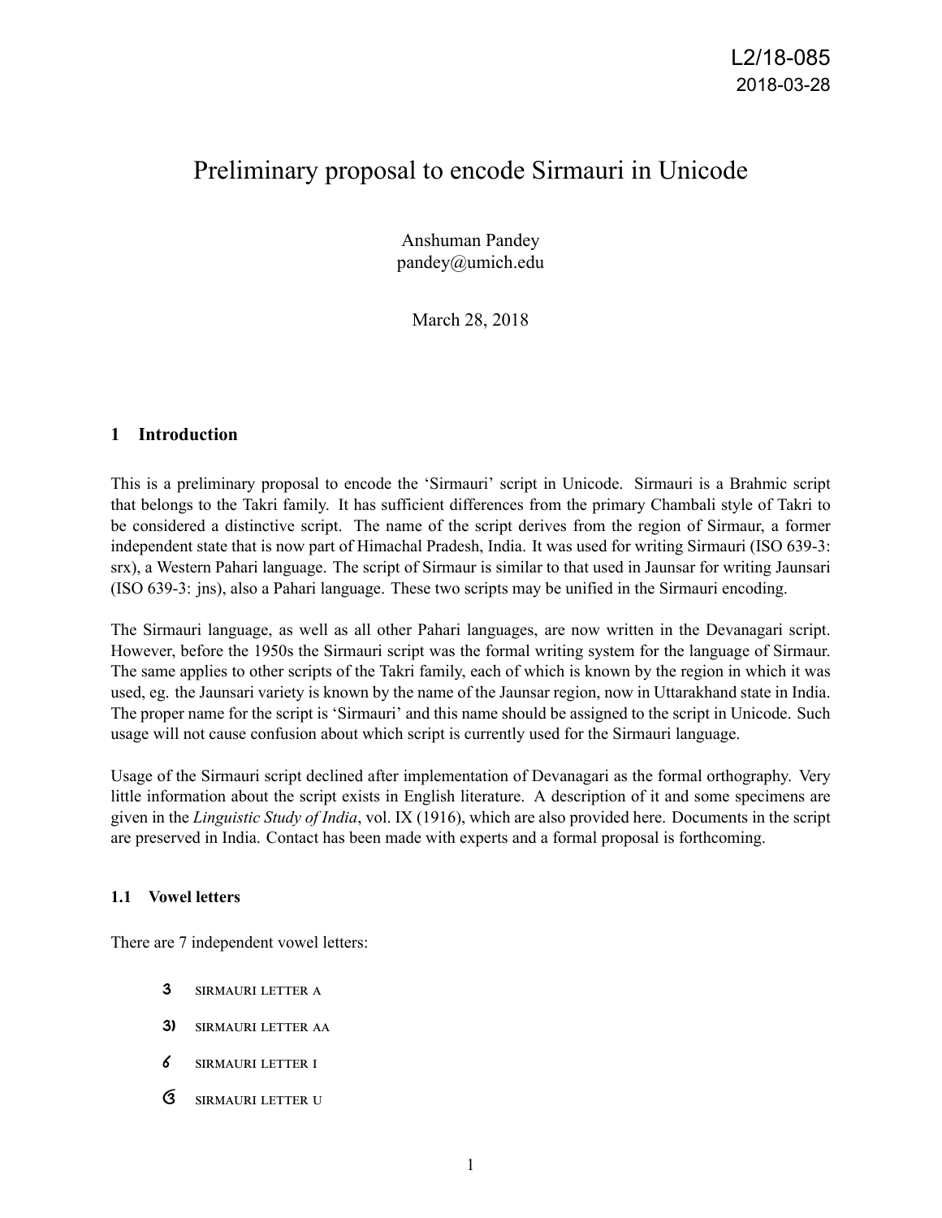L2/18-085
2018-03-28

# Preliminary proposal to encode Sirmauri in Unicode

Anshuman Pandey
pandey@umich.edu

March 28, 2018

## 1 Introduction

This is a preliminary proposal to encode the 'Sirmauri' script in Unicode. Sirmauri is a Brahmic script that belongs to the Takri family. It has sufficient differences from the primary Chambali style of Takri to be considered a distinctive script. The name of the script derives from the region of Sirmaur, a former independent state that is now part of Himachal Pradesh, India. It was used for writing Sirmauri (ISO 639-3: srx), a Western Pahari language. The script of Sirmaur is similar to that used in Jaunsar for writing Jaunsari (ISO 639-3: jns), also a Pahari language. These two scripts may be unified in the Sirmauri encoding.

The Sirmauri language, as well as all other Pahari languages, are now written in the Devanagari script. However, before the 1950s the Sirmauri script was the formal writing system for the language of Sirmaur. The same applies to other scripts of the Takri family, each of which is known by the region in which it was used, eg. the Jaunsari variety is known by the name of the Jaunsar region, now in Uttarakhand state in India. The proper name for the script is 'Sirmauri' and this name should be assigned to the script in Unicode. Such usage will not cause confusion about which script is currently used for the Sirmauri language.

Usage of the Sirmauri script declined after implementation of Devanagari as the formal orthography. Very little information about the script exists in English literature. A description of it and some specimens are given in the *Linguistic Study of India*, vol. IX (1916), which are also provided here. Documents in the script are preserved in India. Contact has been made with experts and a formal proposal is forthcoming.

### 1.1 Vowel letters

There are 7 independent vowel letters:

- 3 SIRMAURI LETTER A
- 3) SIRMAURI LETTER AA
- 6 SIRMAURI LETTER I
- ઉ SIRMAURI LETTER U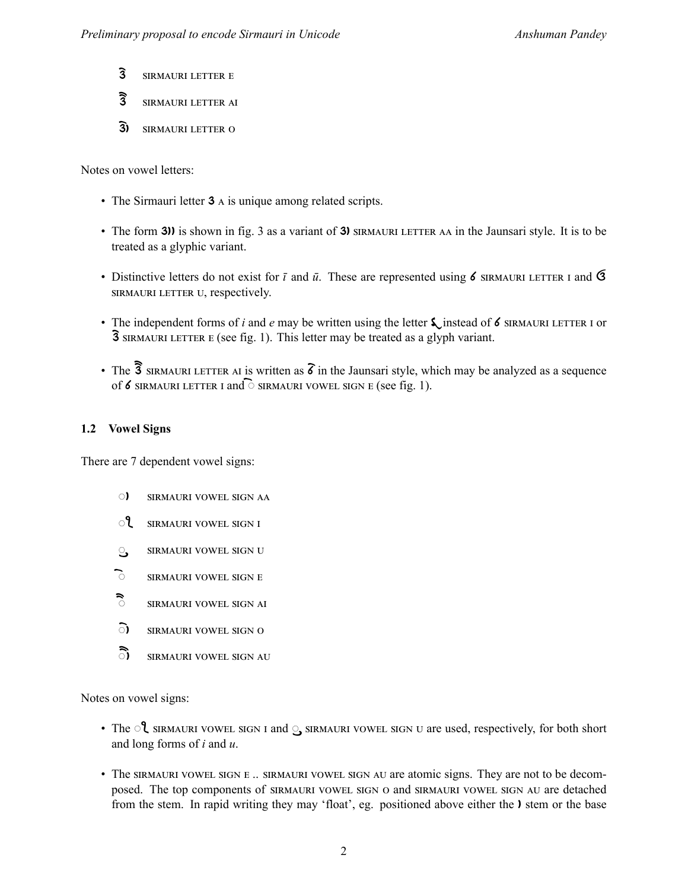- 3̂ SIRMAURI LETTER E
- 3̂̂ SIRMAURI LETTER AI
- 3̂) SIRMAURI LETTER O

Notes on vowel letters:

- The Sirmauri letter 3 A is unique among related scripts.
- The form 3)) is shown in fig. 3 as a variant of 3) SIRMAURI LETTER AA in the Jaunsari style. It is to be treated as a glyphic variant.
- Distinctive letters do not exist for *ī* and *ū*. These are represented using 6 SIRMAURI LETTER I and G SIRMAURI LETTER U, respectively.
- The independent forms of *i* and *e* may be written using the letter ʕ instead of 6 SIRMAURI LETTER I or 3̂ SIRMAURI LETTER E (see fig. 1). This letter may be treated as a glyph variant.
- The 3̂̂ SIRMAURI LETTER AI is written as 6̂ in the Jaunsari style, which may be analyzed as a sequence of 6 SIRMAURI LETTER I and ◌̂ SIRMAURI VOWEL SIGN E (see fig. 1).

### 1.2 Vowel Signs

There are 7 dependent vowel signs:

- ◌) SIRMAURI VOWEL SIGN AA
- ◌ʅ SIRMAURI VOWEL SIGN I
- ◌̦ SIRMAURI VOWEL SIGN U
- ◌̂ SIRMAURI VOWEL SIGN E
- ◌̂̂ SIRMAURI VOWEL SIGN AI
- ◌̂) SIRMAURI VOWEL SIGN O
- ◌̂̂) SIRMAURI VOWEL SIGN AU

Notes on vowel signs:

- The ◌ʅ SIRMAURI VOWEL SIGN I and ◌̦ SIRMAURI VOWEL SIGN U are used, respectively, for both short and long forms of *i* and *u*.
- The SIRMAURI VOWEL SIGN E .. SIRMAURI VOWEL SIGN AU are atomic signs. They are not to be decomposed. The top components of SIRMAURI VOWEL SIGN O and SIRMAURI VOWEL SIGN AU are detached from the stem. In rapid writing they may 'float', eg. positioned above either the ) stem or the base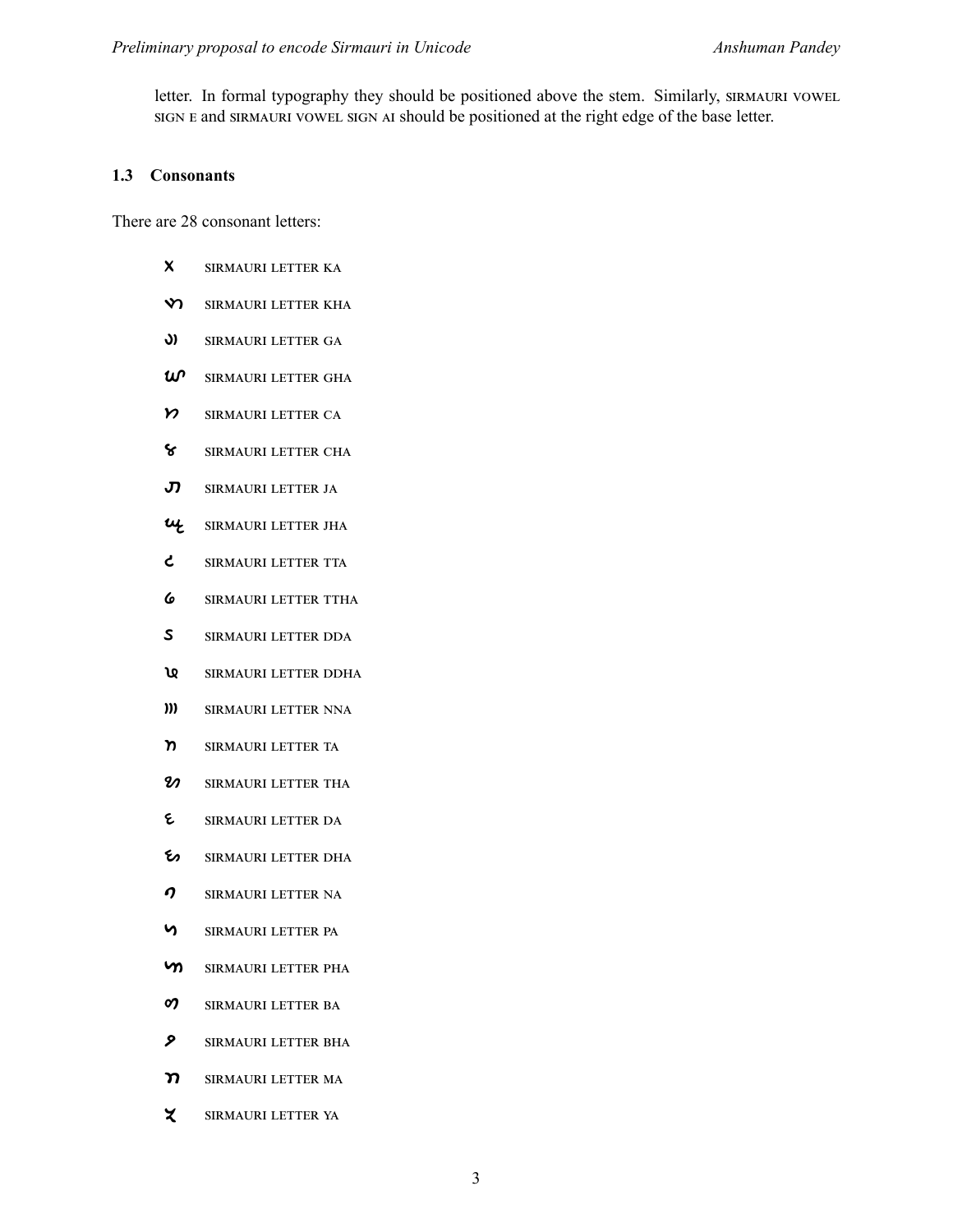letter. In formal typography they should be positioned above the stem. Similarly, SIRMAURI VOWEL SIGN E and SIRMAURI VOWEL SIGN AI should be positioned at the right edge of the base letter.

### 1.3 Consonants

There are 28 consonant letters:

- SIRMAURI LETTER KA
- SIRMAURI LETTER KHA
- SIRMAURI LETTER GA
- SIRMAURI LETTER GHA
- SIRMAURI LETTER CA
- SIRMAURI LETTER CHA
- SIRMAURI LETTER JA
- SIRMAURI LETTER JHA
- SIRMAURI LETTER TTA
- SIRMAURI LETTER TTHA
- SIRMAURI LETTER DDA
- SIRMAURI LETTER DDHA
- SIRMAURI LETTER NNA
- SIRMAURI LETTER TA
- SIRMAURI LETTER THA
- SIRMAURI LETTER DA
- SIRMAURI LETTER DHA
- SIRMAURI LETTER NA
- SIRMAURI LETTER PA
- SIRMAURI LETTER PHA
- SIRMAURI LETTER BA
- SIRMAURI LETTER BHA
- SIRMAURI LETTER MA
- SIRMAURI LETTER YA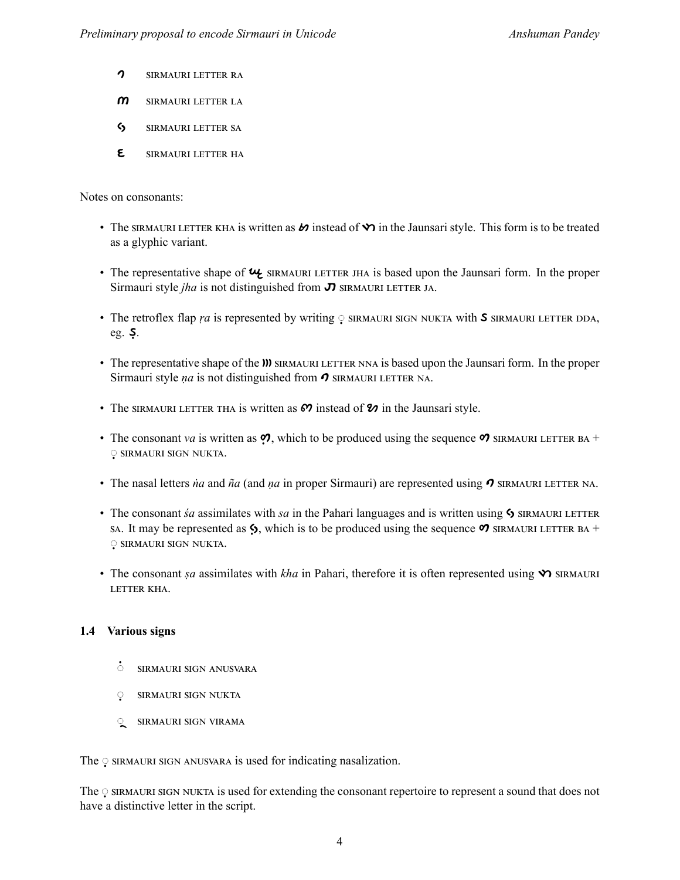- ɿ SIRMAURI LETTER RA
- m SIRMAURI LETTER LA
- ʕ SIRMAURI LETTER SA
- ɛ SIRMAURI LETTER HA

Notes on consonants:

- The SIRMAURI LETTER KHA is written as ɓ instead of ɣ in the Jaunsari style. This form is to be treated as a glyphic variant.
- The representative shape of ɰ SIRMAURI LETTER JHA is based upon the Jaunsari form. In the proper Sirmauri style *jha* is not distinguished from ɹ SIRMAURI LETTER JA.
- The retroflex flap *ṛa* is represented by writing ◌̣ SIRMAURI SIGN NUKTA with S SIRMAURI LETTER DDA, eg. Ṣ.
- The representative shape of the ɯ SIRMAURI LETTER NNA is based upon the Jaunsari form. In the proper Sirmauri style *ṇa* is not distinguished from ɿ SIRMAURI LETTER NA.
- The SIRMAURI LETTER THA is written as ɷ instead of ʋ in the Jaunsari style.
- The consonant *va* is written as ọ, which to be produced using the sequence ɷ SIRMAURI LETTER BA + ◌̣ SIRMAURI SIGN NUKTA.
- The nasal letters *ṅa* and *ña* (and *ṇa* in proper Sirmauri) are represented using ɿ SIRMAURI LETTER NA.
- The consonant *śa* assimilates with *sa* in the Pahari languages and is written using ʕ SIRMAURI LETTER SA. It may be represented as ʕ̣, which is to be produced using the sequence ɷ SIRMAURI LETTER BA + ◌̣ SIRMAURI SIGN NUKTA.
- The consonant *ṣa* assimilates with *kha* in Pahari, therefore it is often represented using ɣ SIRMAURI LETTER KHA.

### 1.4 Various signs

- ◌̇ SIRMAURI SIGN ANUSVARA
- ◌̣ SIRMAURI SIGN NUKTA
- ◌̮ SIRMAURI SIGN VIRAMA

The ◌̣ SIRMAURI SIGN ANUSVARA is used for indicating nasalization.

The ◌̣ SIRMAURI SIGN NUKTA is used for extending the consonant repertoire to represent a sound that does not have a distinctive letter in the script.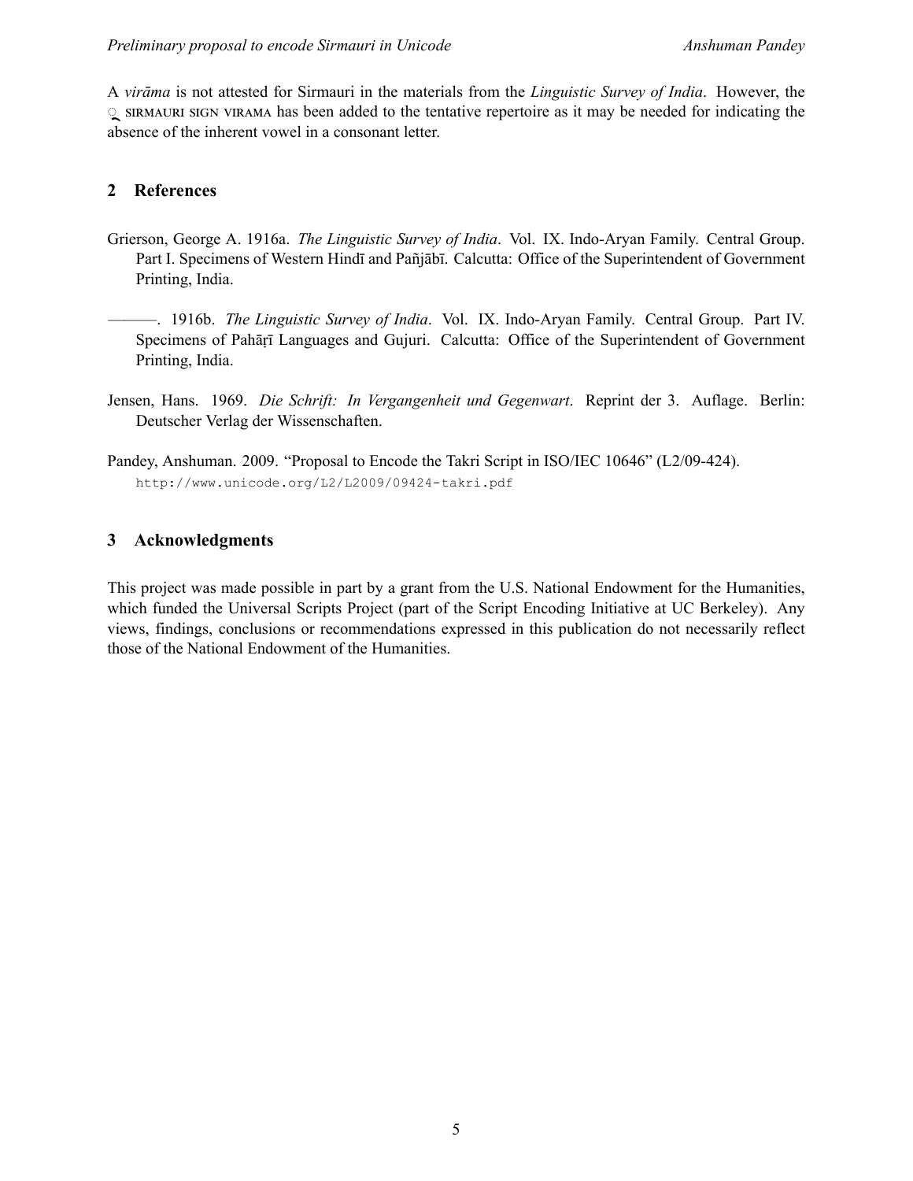A *virāma* is not attested for Sirmauri in the materials from the *Linguistic Survey of India*. However, the ◌ SIRMAURI SIGN VIRAMA has been added to the tentative repertoire as it may be needed for indicating the absence of the inherent vowel in a consonant letter.

## 2 References

Grierson, George A. 1916a. *The Linguistic Survey of India*. Vol. IX. Indo-Aryan Family. Central Group. Part I. Specimens of Western Hindī and Pañjābī. Calcutta: Office of the Superintendent of Government Printing, India.

———. 1916b. *The Linguistic Survey of India*. Vol. IX. Indo-Aryan Family. Central Group. Part IV. Specimens of Pahāṛī Languages and Gujuri. Calcutta: Office of the Superintendent of Government Printing, India.

Jensen, Hans. 1969. *Die Schrift: In Vergangenheit und Gegenwart*. Reprint der 3. Auflage. Berlin: Deutscher Verlag der Wissenschaften.

Pandey, Anshuman. 2009. "Proposal to Encode the Takri Script in ISO/IEC 10646" (L2/09-424). `http://www.unicode.org/L2/L2009/09424-takri.pdf`

## 3 Acknowledgments

This project was made possible in part by a grant from the U.S. National Endowment for the Humanities, which funded the Universal Scripts Project (part of the Script Encoding Initiative at UC Berkeley). Any views, findings, conclusions or recommendations expressed in this publication do not necessarily reflect those of the National Endowment of the Humanities.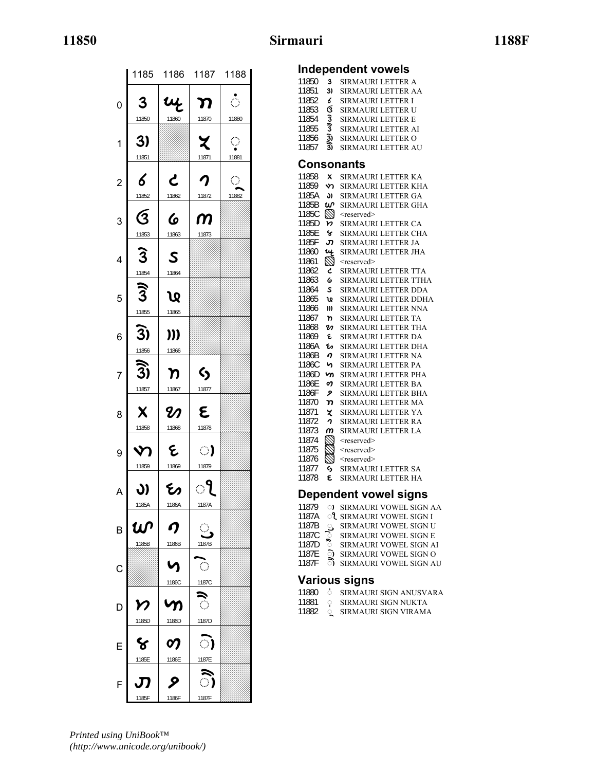# Sirmauri

|   | 1185 | 1186 | 1187 | 1188 |
|---|---|---|---|---|
| 0 | 11850 | 11860 | 11870 | 11880 |
| 1 | 11851 |  | 11871 | 11881 |
| 2 | 11852 | 11862 | 11872 | 11882 |
| 3 | 11853 | 11863 | 11873 |  |
| 4 | 11854 | 11864 |  |  |
| 5 | 11855 | 11865 |  |  |
| 6 | 11856 | 11866 |  |  |
| 7 | 11857 | 11867 | 11877 |  |
| 8 | 11858 | 11868 | 11878 |  |
| 9 | 11859 | 11869 | 11879 |  |
| A | 1185A | 1186A | 1187A |  |
| B | 1185B | 1186B | 1187B |  |
| C |  | 1186C | 1187C |  |
| D | 1185D | 1186D | 1187D |  |
| E | 1185E | 1186E | 1187E |  |
| F | 1185F | 1186F | 1187F |  |

## Independent vowels

11850 SIRMAURI LETTER A
11851 SIRMAURI LETTER AA
11852 SIRMAURI LETTER I
11853 SIRMAURI LETTER U
11854 SIRMAURI LETTER E
11855 SIRMAURI LETTER AI
11856 SIRMAURI LETTER O
11857 SIRMAURI LETTER AU

## Consonants

11858 SIRMAURI LETTER KA
11859 SIRMAURI LETTER KHA
1185A SIRMAURI LETTER GA
1185B SIRMAURI LETTER GHA
1185C <reserved>
1185D SIRMAURI LETTER CA
1185E SIRMAURI LETTER CHA
1185F SIRMAURI LETTER JA
11860 SIRMAURI LETTER JHA
11861 <reserved>
11862 SIRMAURI LETTER TTA
11863 SIRMAURI LETTER TTHA
11864 SIRMAURI LETTER DDA
11865 SIRMAURI LETTER DDHA
11866 SIRMAURI LETTER NNA
11867 SIRMAURI LETTER TA
11868 SIRMAURI LETTER THA
11869 SIRMAURI LETTER DA
1186A SIRMAURI LETTER DHA
1186B SIRMAURI LETTER NA
1186C SIRMAURI LETTER PA
1186D SIRMAURI LETTER PHA
1186E SIRMAURI LETTER BA
1186F SIRMAURI LETTER BHA
11870 SIRMAURI LETTER MA
11871 SIRMAURI LETTER YA
11872 SIRMAURI LETTER RA
11873 SIRMAURI LETTER LA
11874 <reserved>
11875 <reserved>
11876 <reserved>
11877 SIRMAURI LETTER SA
11878 SIRMAURI LETTER HA

## Dependent vowel signs

11879 SIRMAURI VOWEL SIGN AA
1187A SIRMAURI VOWEL SIGN I
1187B SIRMAURI VOWEL SIGN U
1187C SIRMAURI VOWEL SIGN E
1187D SIRMAURI VOWEL SIGN AI
1187E SIRMAURI VOWEL SIGN O
1187F SIRMAURI VOWEL SIGN AU

## Various signs

11880 SIRMAURI SIGN ANUSVARA
11881 SIRMAURI SIGN NUKTA
11882 SIRMAURI SIGN VIRAMA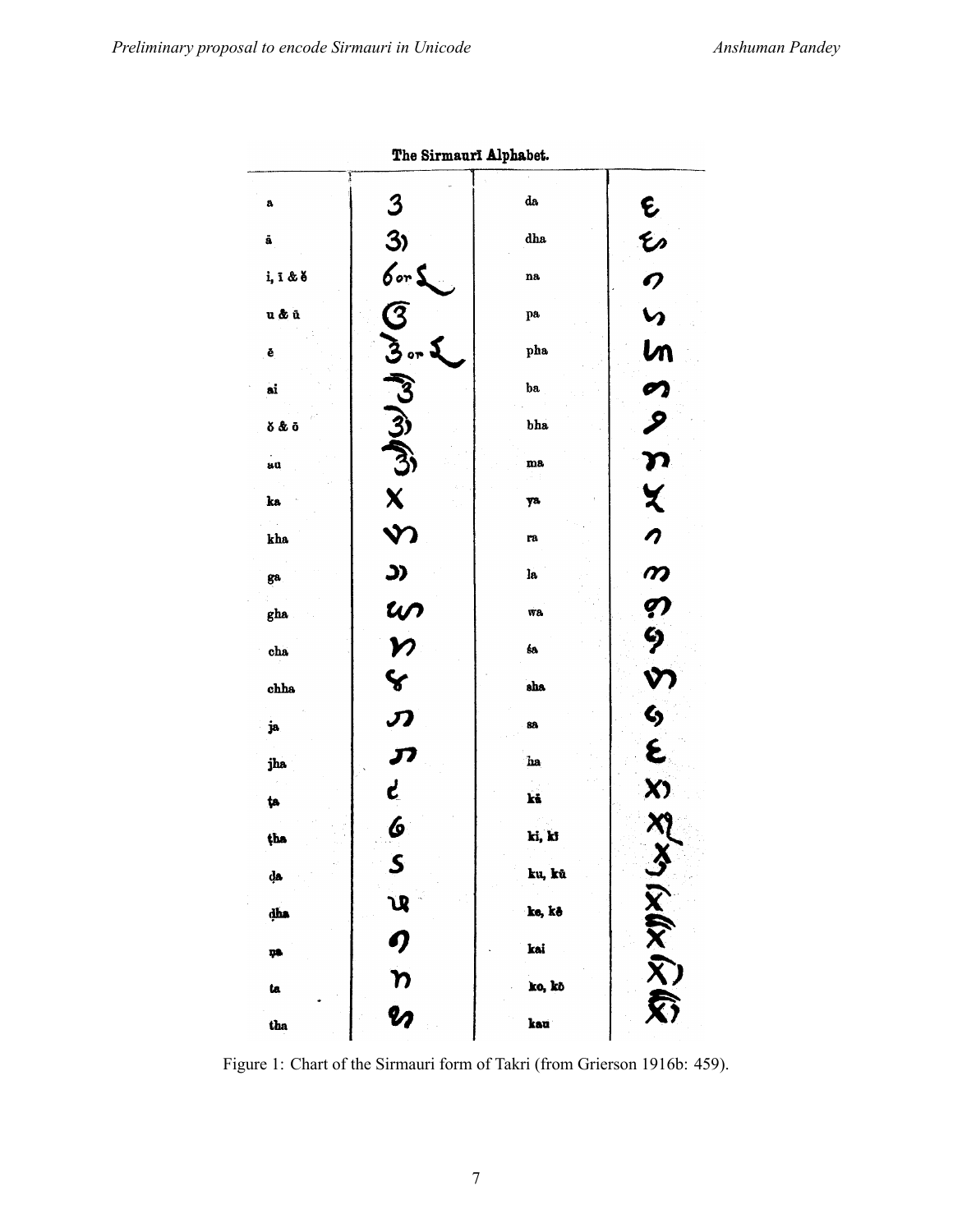The Sirmaurī Alphabet.

| | | | |
|---|---|---|---|
| a | | da | |
| ā | | dha | |
| i, ī & ĕ | | na | |
| u & ū | | pa | |
| ē | | pha | |
| ai | | ba | |
| ŏ & ō | | bha | |
| au | | ma | |
| ka | | ya | |
| kha | | ra | |
| ga | | la | |
| gha | | wa | |
| cha | | śa | |
| chha | | sha | |
| ja | | sa | |
| jha | | ha | |
| ṭa | | kā | |
| ṭha | | ki, kī | |
| ḍa | | ku, kū | |
| ḍha | | ke, kē | |
| ṇa | | kai | |
| ta | | ko, kō | |
| tha | | kau | |

Figure 1: Chart of the Sirmauri form of Takri (from Grierson 1916b: 459).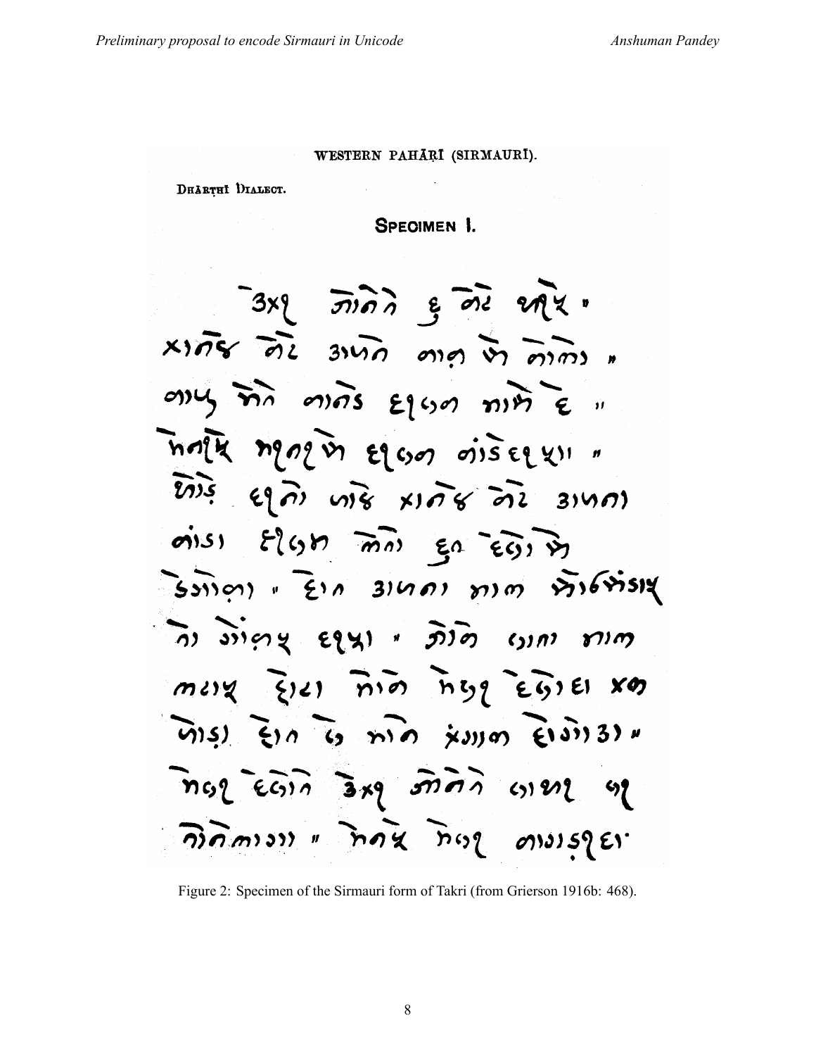WESTERN PAHĀṚĪ (SIRMAURĪ).

DHĀRṬHĪ DIALECT.

SPECIMEN I.

Figure 2: Specimen of the Sirmauri form of Takri (from Grierson 1916b: 468).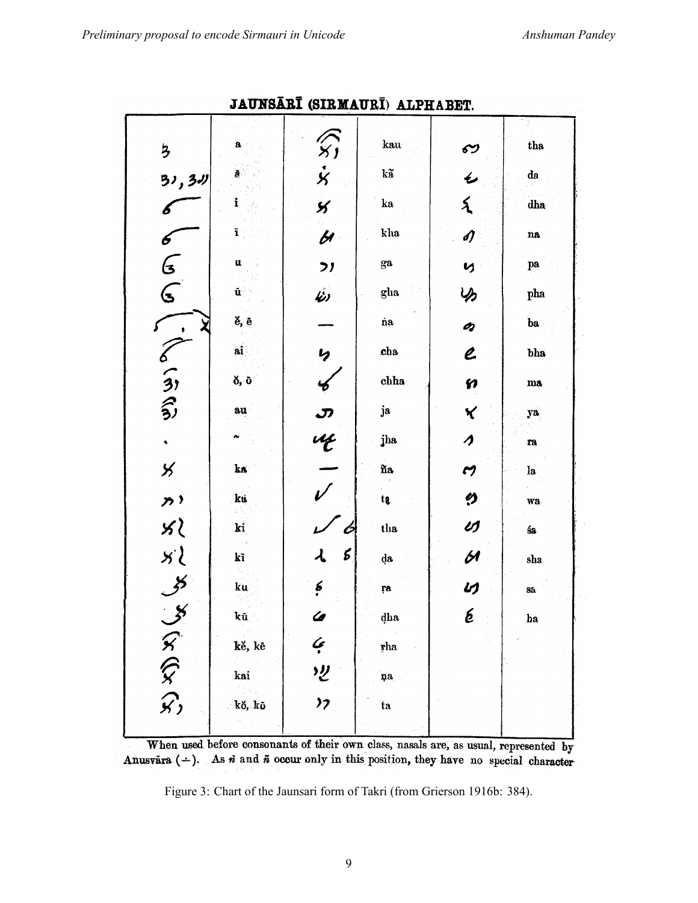**JAUNSĀRĪ (SIRMAURĪ) ALPHABET.**

| | | | | | |
|---|---|---|---|---|---|
| | a | | kau | | tha |
| | ā | | kã | | da |
| | i | | ka | | dha |
| | ī | | kha | | na |
| | u | | ga | | pa |
| | ū | | gha | | pha |
| | ĕ, ē | — | ṅa | | ba |
| | ai | | cha | | bha |
| | ŏ, ō | | chha | | ma |
| | au | | ja | | ya |
| • | ~ | | jha | | ra |
| | ka | — | ña | | la |
| | kā | | ṭa | | wa |
| | ki | | ṭha | | śa |
| | kī | | ḍa | | sha |
| | ku | | ṛa | | sa |
| | kū | | ḍha | | ha |
| | kĕ, kē | | ṛha | | |
| | kai | | ṇa | | |
| | kŏ, kō | | ta | | |

When used before consonants of their own class, nasals are, as usual, represented by Anusvāra (·). As ṅ and ñ occur only in this position, they have no special character.

Figure 3: Chart of the Jaunsari form of Takri (from Grierson 1916b: 384).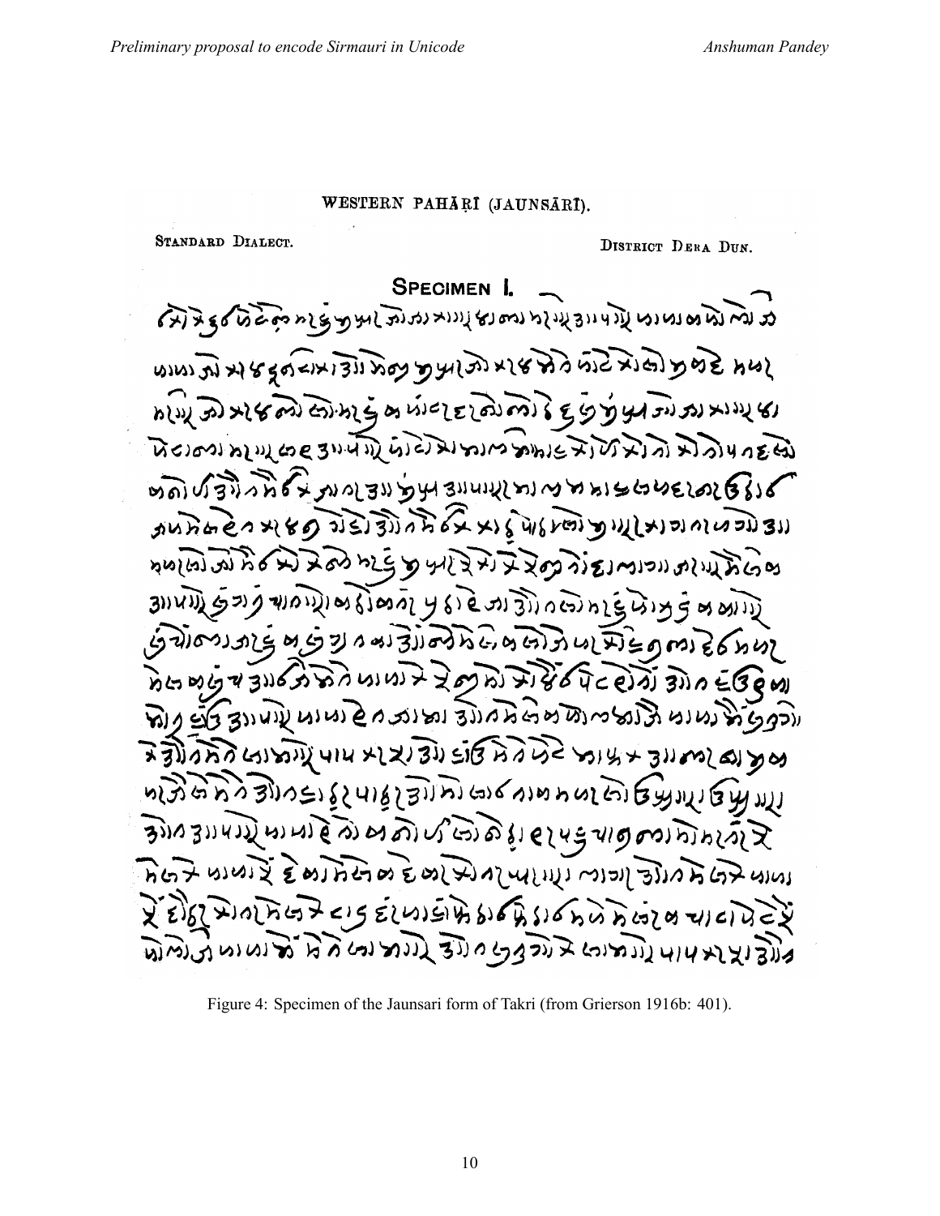WESTERN PAHĀṚĪ (JAUNSĀRĪ).

STANDARD DIALECT. DISTRICT DERA DUN.

SPECIMEN I.

Figure 4: Specimen of the Jaunsari form of Takri (from Grierson 1916b: 401).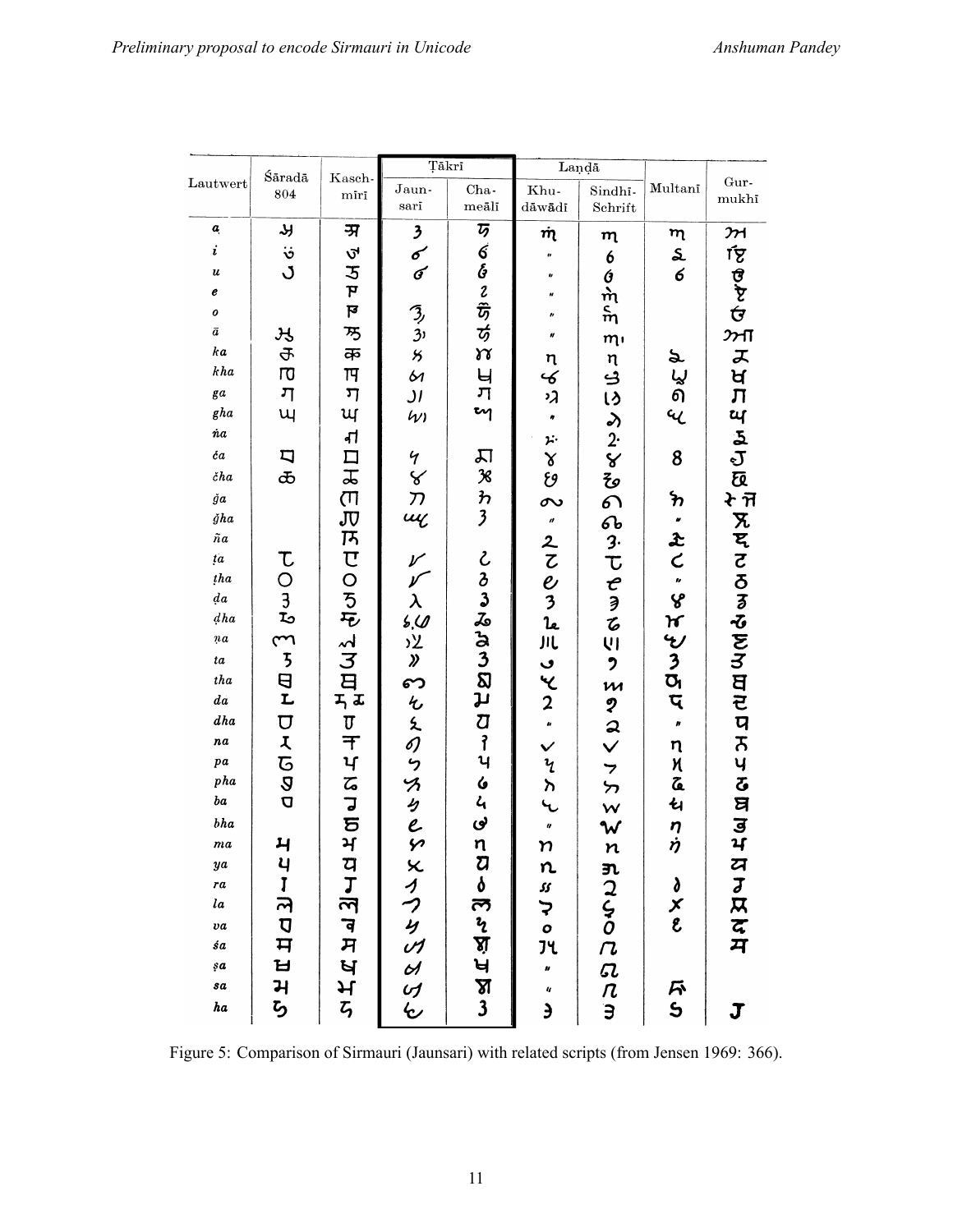| Lautwert | Śāradā 804 | Kaschmīrī | Ṭākrī | | Laṇḍā | | Multanī | Gurmukhī |
|---|---|---|---|---|---|---|---|---|
| | | | Jaunsarī | Chameālī | Khudāwādī | Sindhī-Schrift | | |
| a | | | | | | | | |
| i | | | | | | | | |
| u | | | | | | | | |
| e | | | | | | | | |
| o | | | | | | | | |
| ā | | | | | | | | |
| ka | | | | | | | | |
| kha | | | | | | | | |
| ga | | | | | | | | |
| gha | | | | | | | | |
| ṅa | | | | | | | | |
| ća | | | | | | | | |
| ćha | | | | | | | | |
| ǧa | | | | | | | | |
| ǧha | | | | | | | | |
| ña | | | | | | | | |
| ṭa | | | | | | | | |
| ṭha | | | | | | | | |
| ḍa | | | | | | | | |
| ḍha | | | | | | | | |
| ṇa | | | | | | | | |
| ta | | | | | | | | |
| tha | | | | | | | | |
| da | | | | | | | | |
| dha | | | | | | | | |
| na | | | | | | | | |
| pa | | | | | | | | |
| pha | | | | | | | | |
| ba | | | | | | | | |
| bha | | | | | | | | |
| ma | | | | | | | | |
| ya | | | | | | | | |
| ra | | | | | | | | |
| la | | | | | | | | |
| va | | | | | | | | |
| śa | | | | | | | | |
| ṣa | | | | | | | | |
| sa | | | | | | | | |
| ha | | | | | | | | |

Figure 5: Comparison of Sirmauri (Jaunsari) with related scripts (from Jensen 1969: 366).